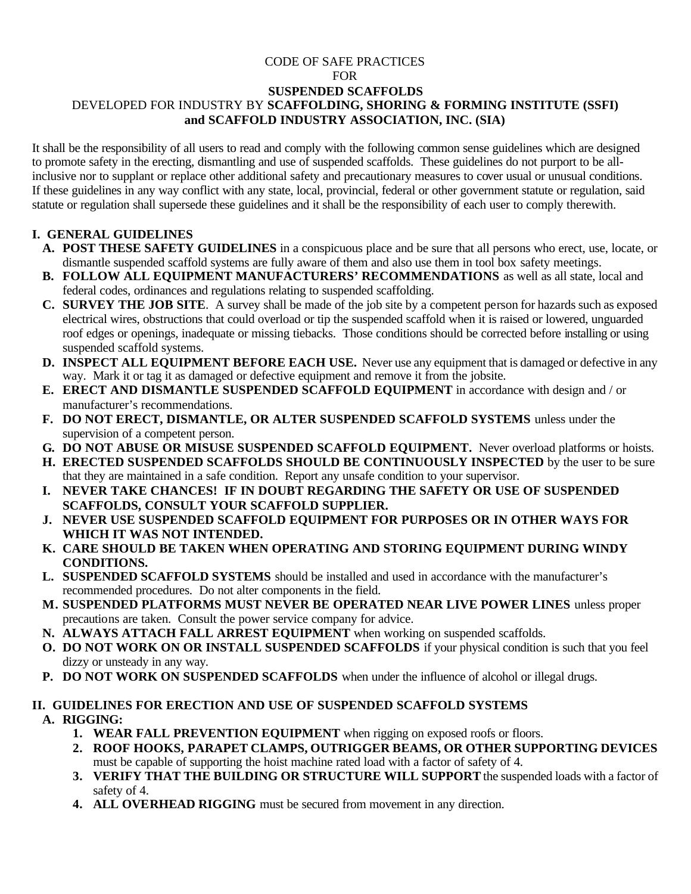# CODE OF SAFE PRACTICES FOR **SUSPENDED SCAFFOLDS**

DEVELOPED FOR INDUSTRY BY **SCAFFOLDING, SHORING & FORMING INSTITUTE (SSFI) and SCAFFOLD INDUSTRY ASSOCIATION, INC. (SIA)**

It shall be the responsibility of all users to read and comply with the following common sense guidelines which are designed to promote safety in the erecting, dismantling and use of suspended scaffolds. These guidelines do not purport to be all-inclusive nor to supplant or replace other additional safety and precautionary measures to cover usual or unusual conditions. If these guidelines in any way conflict with any state, local, provincial, federal or other government statute or regulation, said statute or regulation shall supersede these guidelines and it shall be the responsibility of each user to comply therewith.

## I. GENERAL GUIDELINES

- **A. POST THESE SAFETY GUIDELINES** in a conspicuous place and be sure that all persons who erect, use, locate, or dismantle suspended scaffold systems are fully aware of them and also use them in tool box safety meetings.
- **B. FOLLOW ALL EQUIPMENT MANUFACTURERS' RECOMMENDATIONS** as well as all state, local and federal codes, ordinances and regulations relating to suspended scaffolding.
- **C. SURVEY THE JOB SITE**. A survey shall be made of the job site by a competent person for hazards such as exposed electrical wires, obstructions that could overload or tip the suspended scaffold when it is raised or lowered, unguarded roof edges or openings, inadequate or missing tiebacks. Those conditions should be corrected before installing or using suspended scaffold systems.
- **D. INSPECT ALL EQUIPMENT BEFORE EACH USE.** Never use any equipment that is damaged or defective in any way. Mark it or tag it as damaged or defective equipment and remove it from the jobsite.
- **E. ERECT AND DISMANTLE SUSPENDED SCAFFOLD EQUIPMENT** in accordance with design and / or manufacturer's recommendations.
- **F. DO NOT ERECT, DISMANTLE, OR ALTER SUSPENDED SCAFFOLD SYSTEMS** unless under the supervision of a competent person.
- **G. DO NOT ABUSE OR MISUSE SUSPENDED SCAFFOLD EQUIPMENT.** Never overload platforms or hoists.
- **H. ERECTED SUSPENDED SCAFFOLDS SHOULD BE CONTINUOUSLY INSPECTED** by the user to be sure that they are maintained in a safe condition. Report any unsafe condition to your supervisor.
- **I. NEVER TAKE CHANCES! IF IN DOUBT REGARDING THE SAFETY OR USE OF SUSPENDED SCAFFOLDS, CONSULT YOUR SCAFFOLD SUPPLIER.**
- **J. NEVER USE SUSPENDED SCAFFOLD EQUIPMENT FOR PURPOSES OR IN OTHER WAYS FOR WHICH IT WAS NOT INTENDED.**
- **K. CARE SHOULD BE TAKEN WHEN OPERATING AND STORING EQUIPMENT DURING WINDY CONDITIONS.**
- **L. SUSPENDED SCAFFOLD SYSTEMS** should be installed and used in accordance with the manufacturer's recommended procedures. Do not alter components in the field.
- **M. SUSPENDED PLATFORMS MUST NEVER BE OPERATED NEAR LIVE POWER LINES** unless proper precautions are taken. Consult the power service company for advice.
- **N. ALWAYS ATTACH FALL ARREST EQUIPMENT** when working on suspended scaffolds.
- **O. DO NOT WORK ON OR INSTALL SUSPENDED SCAFFOLDS** if your physical condition is such that you feel dizzy or unsteady in any way.
- **P. DO NOT WORK ON SUSPENDED SCAFFOLDS** when under the influence of alcohol or illegal drugs.

## II. GUIDELINES FOR ERECTION AND USE OF SUSPENDED SCAFFOLD SYSTEMS

### A. RIGGING:

1. **WEAR FALL PREVENTION EQUIPMENT** when rigging on exposed roofs or floors.
2. **ROOF HOOKS, PARAPET CLAMPS, OUTRIGGER BEAMS, OR OTHER SUPPORTING DEVICES** must be capable of supporting the hoist machine rated load with a factor of safety of 4.
3. **VERIFY THAT THE BUILDING OR STRUCTURE WILL SUPPORT** the suspended loads with a factor of safety of 4.
4. **ALL OVERHEAD RIGGING** must be secured from movement in any direction.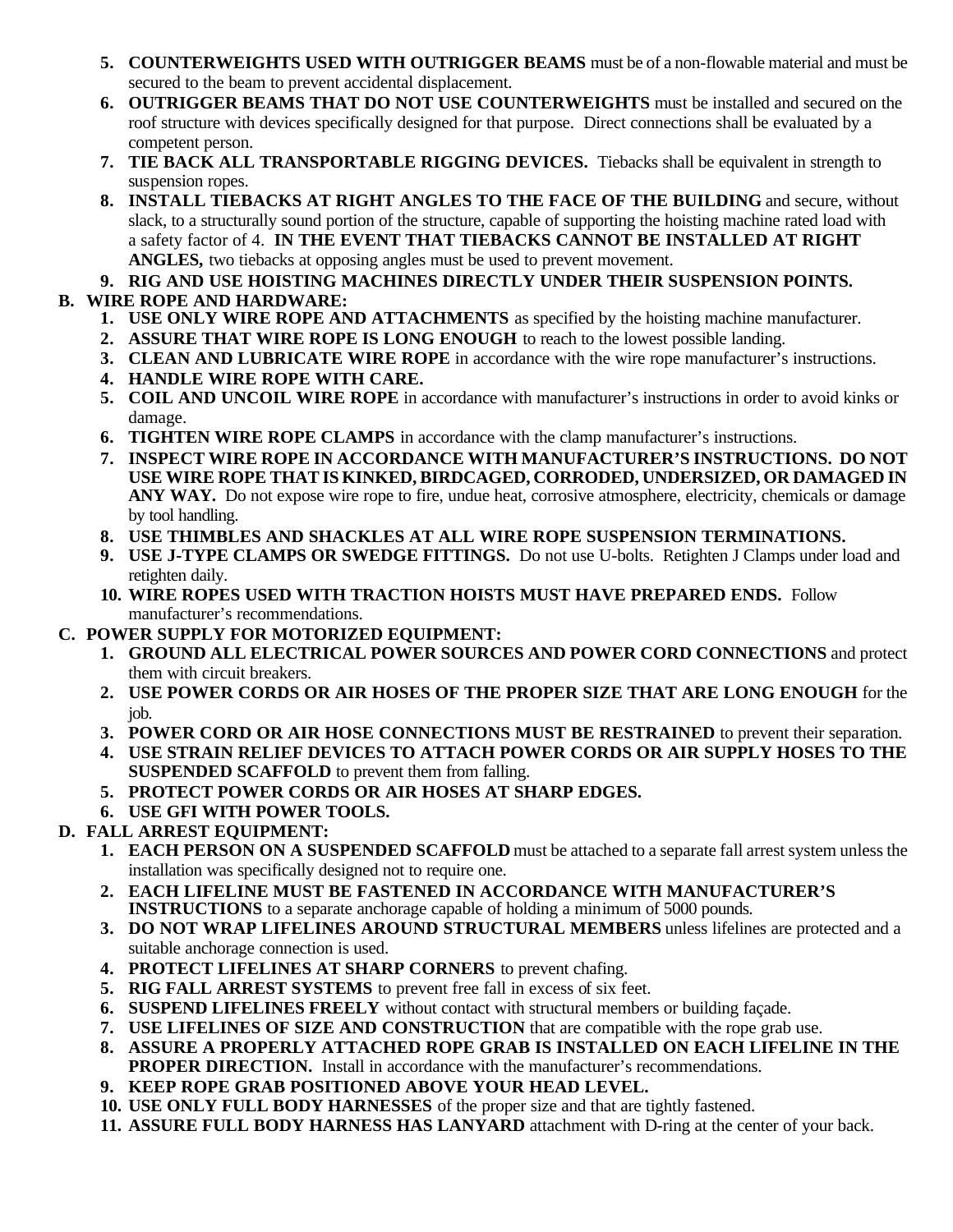5. **COUNTERWEIGHTS USED WITH OUTRIGGER BEAMS** must be of a non-flowable material and must be secured to the beam to prevent accidental displacement.
6. **OUTRIGGER BEAMS THAT DO NOT USE COUNTERWEIGHTS** must be installed and secured on the roof structure with devices specifically designed for that purpose. Direct connections shall be evaluated by a competent person.
7. **TIE BACK ALL TRANSPORTABLE RIGGING DEVICES.** Tiebacks shall be equivalent in strength to suspension ropes.
8. **INSTALL TIEBACKS AT RIGHT ANGLES TO THE FACE OF THE BUILDING** and secure, without slack, to a structurally sound portion of the structure, capable of supporting the hoisting machine rated load with a safety factor of 4. **IN THE EVENT THAT TIEBACKS CANNOT BE INSTALLED AT RIGHT ANGLES,** two tiebacks at opposing angles must be used to prevent movement.
9. **RIG AND USE HOISTING MACHINES DIRECTLY UNDER THEIR SUSPENSION POINTS.**

**B. WIRE ROPE AND HARDWARE:**

1. **USE ONLY WIRE ROPE AND ATTACHMENTS** as specified by the hoisting machine manufacturer.
2. **ASSURE THAT WIRE ROPE IS LONG ENOUGH** to reach to the lowest possible landing.
3. **CLEAN AND LUBRICATE WIRE ROPE** in accordance with the wire rope manufacturer's instructions.
4. **HANDLE WIRE ROPE WITH CARE.**
5. **COIL AND UNCOIL WIRE ROPE** in accordance with manufacturer's instructions in order to avoid kinks or damage.
6. **TIGHTEN WIRE ROPE CLAMPS** in accordance with the clamp manufacturer's instructions.
7. **INSPECT WIRE ROPE IN ACCORDANCE WITH MANUFACTURER'S INSTRUCTIONS. DO NOT USE WIRE ROPE THAT IS KINKED, BIRDCAGED, CORRODED, UNDERSIZED, OR DAMAGED IN ANY WAY.** Do not expose wire rope to fire, undue heat, corrosive atmosphere, electricity, chemicals or damage by tool handling.
8. **USE THIMBLES AND SHACKLES AT ALL WIRE ROPE SUSPENSION TERMINATIONS.**
9. **USE J-TYPE CLAMPS OR SWEDGE FITTINGS.** Do not use U-bolts. Retighten J Clamps under load and retighten daily.
10. **WIRE ROPES USED WITH TRACTION HOISTS MUST HAVE PREPARED ENDS.** Follow manufacturer's recommendations.

**C. POWER SUPPLY FOR MOTORIZED EQUIPMENT:**

1. **GROUND ALL ELECTRICAL POWER SOURCES AND POWER CORD CONNECTIONS** and protect them with circuit breakers.
2. **USE POWER CORDS OR AIR HOSES OF THE PROPER SIZE THAT ARE LONG ENOUGH** for the job.
3. **POWER CORD OR AIR HOSE CONNECTIONS MUST BE RESTRAINED** to prevent their separation.
4. **USE STRAIN RELIEF DEVICES TO ATTACH POWER CORDS OR AIR SUPPLY HOSES TO THE SUSPENDED SCAFFOLD** to prevent them from falling.
5. **PROTECT POWER CORDS OR AIR HOSES AT SHARP EDGES.**
6. **USE GFI WITH POWER TOOLS.**

**D. FALL ARREST EQUIPMENT:**

1. **EACH PERSON ON A SUSPENDED SCAFFOLD** must be attached to a separate fall arrest system unless the installation was specifically designed not to require one.
2. **EACH LIFELINE MUST BE FASTENED IN ACCORDANCE WITH MANUFACTURER'S INSTRUCTIONS** to a separate anchorage capable of holding a minimum of 5000 pounds.
3. **DO NOT WRAP LIFELINES AROUND STRUCTURAL MEMBERS** unless lifelines are protected and a suitable anchorage connection is used.
4. **PROTECT LIFELINES AT SHARP CORNERS** to prevent chafing.
5. **RIG FALL ARREST SYSTEMS** to prevent free fall in excess of six feet.
6. **SUSPEND LIFELINES FREELY** without contact with structural members or building façade.
7. **USE LIFELINES OF SIZE AND CONSTRUCTION** that are compatible with the rope grab use.
8. **ASSURE A PROPERLY ATTACHED ROPE GRAB IS INSTALLED ON EACH LIFELINE IN THE PROPER DIRECTION.** Install in accordance with the manufacturer's recommendations.
9. **KEEP ROPE GRAB POSITIONED ABOVE YOUR HEAD LEVEL.**
10. **USE ONLY FULL BODY HARNESSES** of the proper size and that are tightly fastened.
11. **ASSURE FULL BODY HARNESS HAS LANYARD** attachment with D-ring at the center of your back.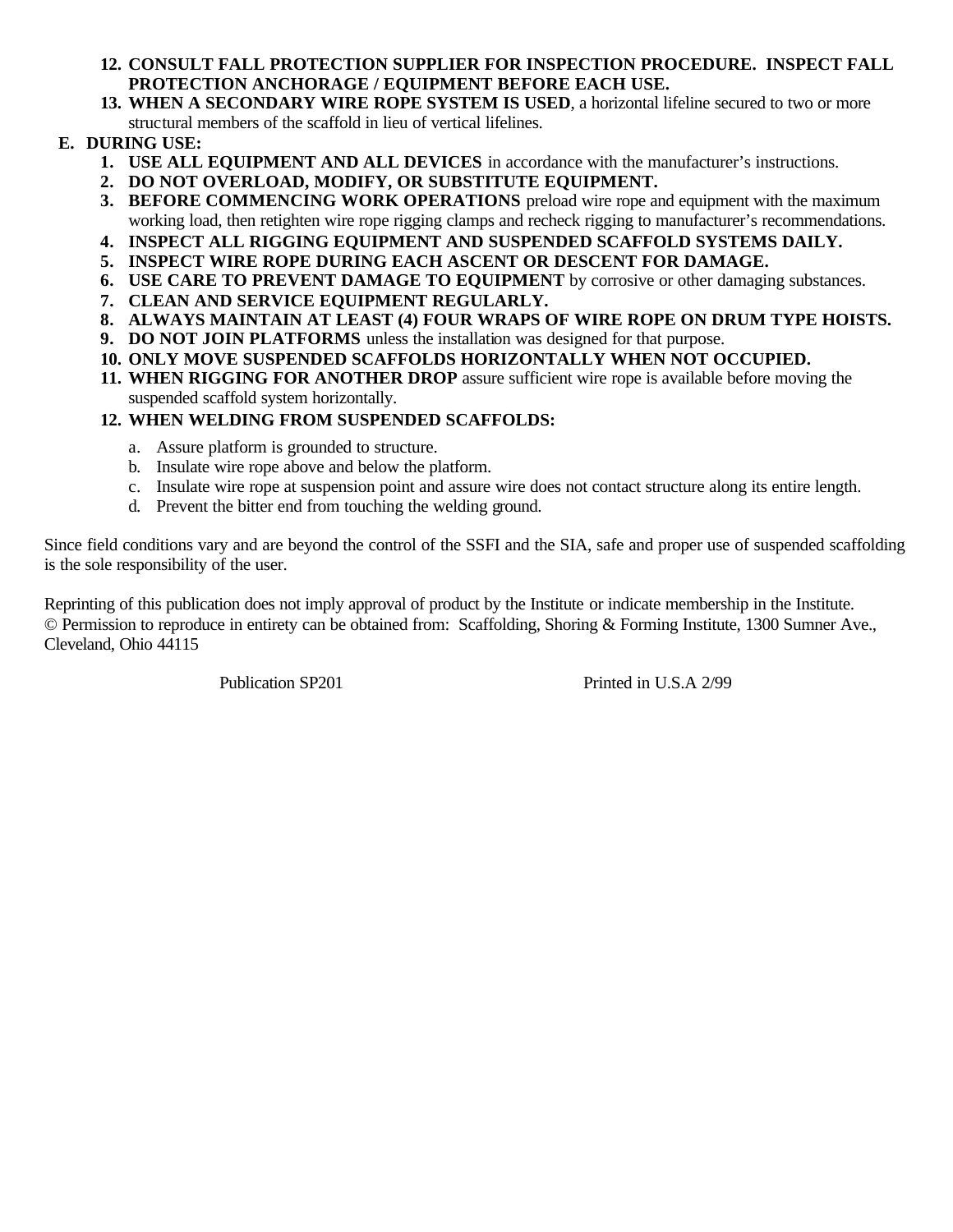12. **CONSULT FALL PROTECTION SUPPLIER FOR INSPECTION PROCEDURE. INSPECT FALL PROTECTION ANCHORAGE / EQUIPMENT BEFORE EACH USE.**
13. **WHEN A SECONDARY WIRE ROPE SYSTEM IS USED**, a horizontal lifeline secured to two or more structural members of the scaffold in lieu of vertical lifelines.

**E. DURING USE:**

1. **USE ALL EQUIPMENT AND ALL DEVICES** in accordance with the manufacturer's instructions.
2. **DO NOT OVERLOAD, MODIFY, OR SUBSTITUTE EQUIPMENT.**
3. **BEFORE COMMENCING WORK OPERATIONS** preload wire rope and equipment with the maximum working load, then retighten wire rope rigging clamps and recheck rigging to manufacturer's recommendations.
4. **INSPECT ALL RIGGING EQUIPMENT AND SUSPENDED SCAFFOLD SYSTEMS DAILY.**
5. **INSPECT WIRE ROPE DURING EACH ASCENT OR DESCENT FOR DAMAGE.**
6. **USE CARE TO PREVENT DAMAGE TO EQUIPMENT** by corrosive or other damaging substances.
7. **CLEAN AND SERVICE EQUIPMENT REGULARLY.**
8. **ALWAYS MAINTAIN AT LEAST (4) FOUR WRAPS OF WIRE ROPE ON DRUM TYPE HOISTS.**
9. **DO NOT JOIN PLATFORMS** unless the installation was designed for that purpose.
10. **ONLY MOVE SUSPENDED SCAFFOLDS HORIZONTALLY WHEN NOT OCCUPIED.**
11. **WHEN RIGGING FOR ANOTHER DROP** assure sufficient wire rope is available before moving the suspended scaffold system horizontally.
12. **WHEN WELDING FROM SUSPENDED SCAFFOLDS:**
    a. Assure platform is grounded to structure.
    b. Insulate wire rope above and below the platform.
    c. Insulate wire rope at suspension point and assure wire does not contact structure along its entire length.
    d. Prevent the bitter end from touching the welding ground.

Since field conditions vary and are beyond the control of the SSFI and the SIA, safe and proper use of suspended scaffolding is the sole responsibility of the user.

Reprinting of this publication does not imply approval of product by the Institute or indicate membership in the Institute.
© Permission to reproduce in entirety can be obtained from: Scaffolding, Shoring & Forming Institute, 1300 Sumner Ave., Cleveland, Ohio 44115

Publication SP201 Printed in U.S.A 2/99